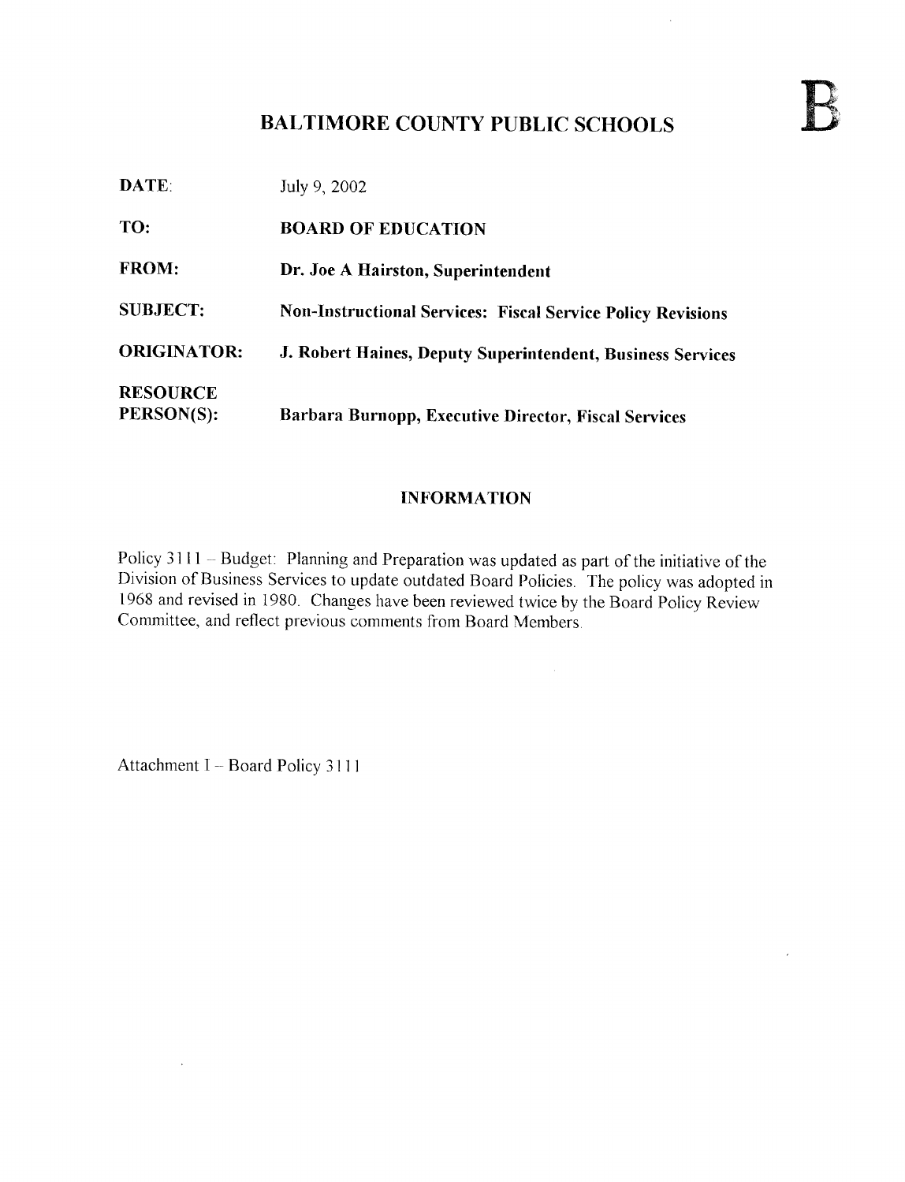# BALTIMORE COUNTY PUBLIC SCHOOLS

**B**

| | |
|---|---|
| **DATE:** | July 9, 2002 |
| **TO:** | **BOARD OF EDUCATION** |
| **FROM:** | **Dr. Joe A Hairston, Superintendent** |
| **SUBJECT:** | **Non-Instructional Services: Fiscal Service Policy Revisions** |
| **ORIGINATOR:** | **J. Robert Haines, Deputy Superintendent, Business Services** |
| **RESOURCE PERSON(S):** | **Barbara Burnopp, Executive Director, Fiscal Services** |

## INFORMATION

Policy 3111 – Budget: Planning and Preparation was updated as part of the initiative of the Division of Business Services to update outdated Board Policies. The policy was adopted in 1968 and revised in 1980. Changes have been reviewed twice by the Board Policy Review Committee, and reflect previous comments from Board Members.

Attachment I – Board Policy 3111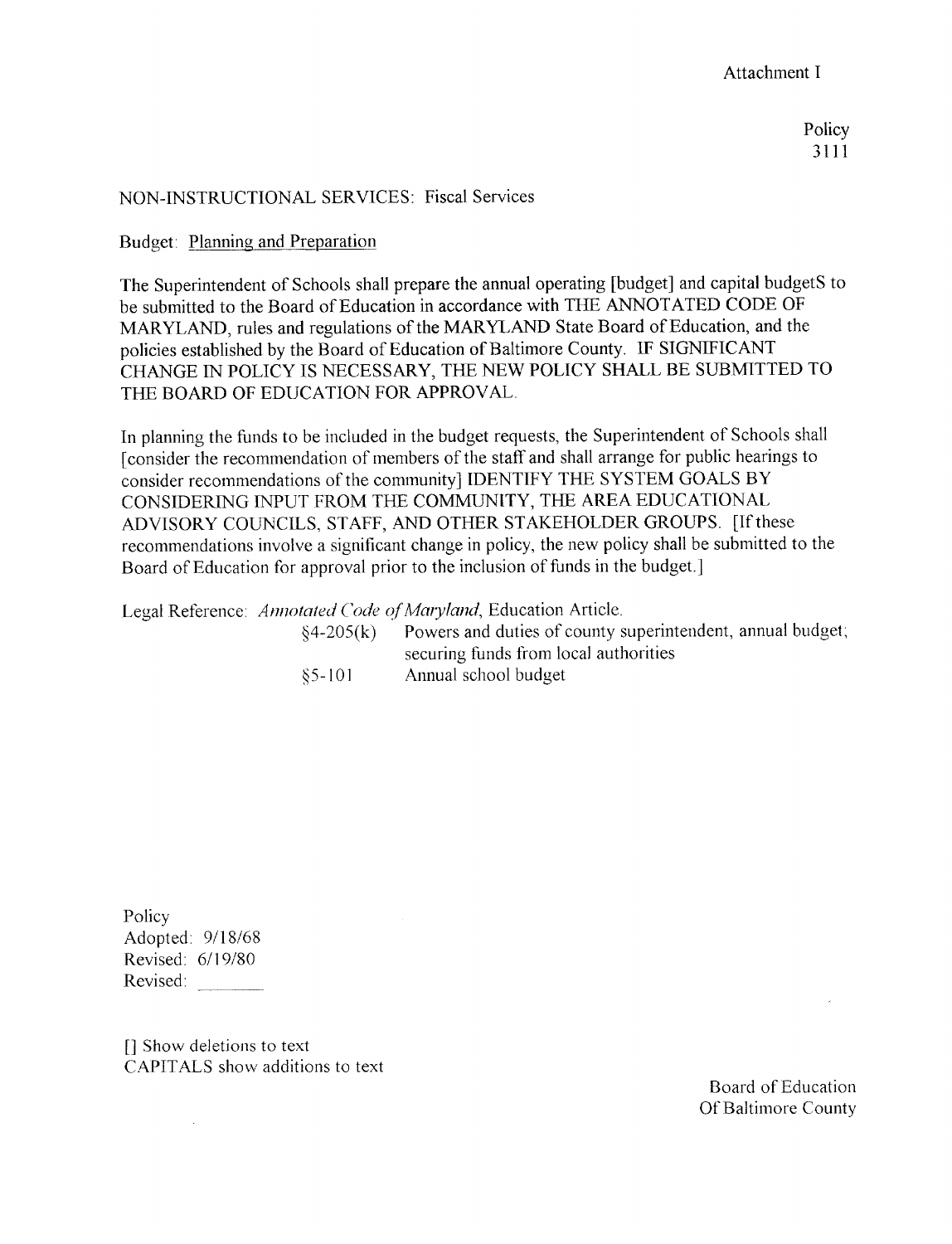Attachment I

Policy
3111

NON-INSTRUCTIONAL SERVICES: Fiscal Services

Budget: Planning and Preparation

The Superintendent of Schools shall prepare the annual operating [budget] and capital budgetS to be submitted to the Board of Education in accordance with THE ANNOTATED CODE OF MARYLAND, rules and regulations of the MARYLAND State Board of Education, and the policies established by the Board of Education of Baltimore County. IF SIGNIFICANT CHANGE IN POLICY IS NECESSARY, THE NEW POLICY SHALL BE SUBMITTED TO THE BOARD OF EDUCATION FOR APPROVAL.

In planning the funds to be included in the budget requests, the Superintendent of Schools shall [consider the recommendation of members of the staff and shall arrange for public hearings to consider recommendations of the community] IDENTIFY THE SYSTEM GOALS BY CONSIDERING INPUT FROM THE COMMUNITY, THE AREA EDUCATIONAL ADVISORY COUNCILS, STAFF, AND OTHER STAKEHOLDER GROUPS. [If these recommendations involve a significant change in policy, the new policy shall be submitted to the Board of Education for approval prior to the inclusion of funds in the budget.]

Legal Reference: *Annotated Code of Maryland*, Education Article.

§4-205(k) Powers and duties of county superintendent, annual budget; securing funds from local authorities

§5-101 Annual school budget

Policy
Adopted: 9/18/68
Revised: 6/19/80
Revised: \_\_\_\_\_\_

[] Show deletions to text
CAPITALS show additions to text

Board of Education
Of Baltimore County